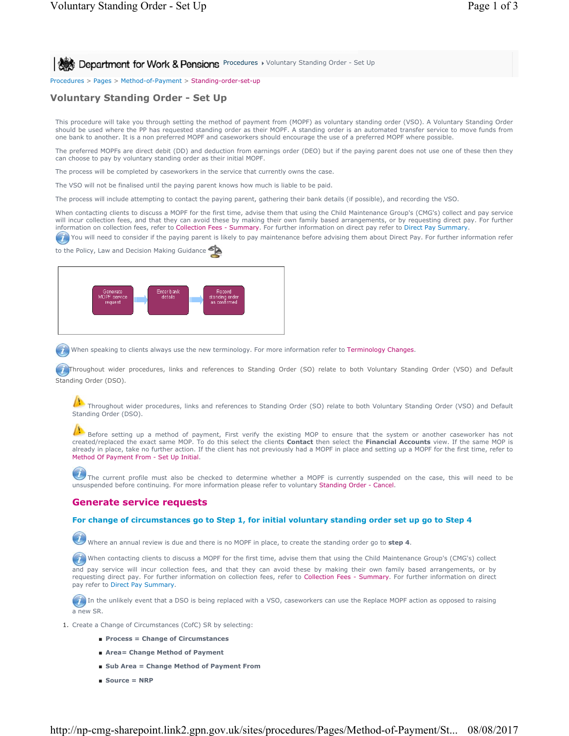Procedures > Pages > Method-of-Payment > Standing-order-set-up

# Voluntary Standing Order - Set Up

This procedure will take you through setting the method of payment from (MOPF) as voluntary standing order (VSO). A Voluntary Standing Order should be used where the PP has requested standing order as their MOPF. A standing order is an automated transfer service to move funds from one bank to another. It is a non preferred MOPF and caseworkers should encourage the use of a preferred MOPF where possible.

The preferred MOPFs are direct debit (DD) and deduction from earnings order (DEO) but if the paying parent does not use one of these then they can choose to pay by voluntary standing order as their initial MOPF.

The process will be completed by caseworkers in the service that currently owns the case.

The VSO will not be finalised until the paying parent knows how much is liable to be paid.

The process will include attempting to contact the paying parent, gathering their bank details (if possible), and recording the VSO.

When contacting clients to discuss a MOPF for the first time, advise them that using the Child Maintenance Group's (CMG's) collect and pay service will incur collection fees, and that they can avoid these by making their own family based arrangements, or by requesting direct pay. For further information on collection fees, refer to Collection Fees - Summary. For further information on direct pay refer to Direct Pay Summary.

You will need to consider if the paying parent is likely to pay maintenance before advising them about Direct Pay. For further information refer to the Policy, Law and Decision Making Guidance

Generate MOPF service request → Enter bank details → Record standing order as confirmed

When speaking to clients always use the new terminology. For more information refer to Terminology Changes.

Throughout wider procedures, links and references to Standing Order (SO) relate to both Voluntary Standing Order (VSO) and Default Standing Order (DSO).

Throughout wider procedures, links and references to Standing Order (SO) relate to both Voluntary Standing Order (VSO) and Default Standing Order (DSO).

Before setting up a method of payment, First verify the existing MOP to ensure that the system or another caseworker has not created/replaced the exact same MOP. To do this select the clients **Contact** then select the **Financial Accounts** view. If the same MOP is already in place, take no further action. If the client has not previously had a MOPF in place and setting up a MOPF for the first time, refer to Method Of Payment From - Set Up Initial.

The current profile must also be checked to determine whether a MOPF is currently suspended on the case, this will need to be unsuspended before continuing. For more information please refer to voluntary Standing Order - Cancel.

## Generate service requests

### For change of circumstances go to Step 1, for initial voluntary standing order set up go to Step 4

Where an annual review is due and there is no MOPF in place, to create the standing order go to **step 4**.

When contacting clients to discuss a MOPF for the first time, advise them that using the Child Maintenance Group's (CMG's) collect and pay service will incur collection fees, and that they can avoid these by making their own family based arrangements, or by requesting direct pay. For further information on collection fees, refer to Collection Fees - Summary. For further information on direct pay refer to Direct Pay Summary.

In the unlikely event that a DSO is being replaced with a VSO, caseworkers can use the Replace MOPF action as opposed to raising a new SR.

1. Create a Change of Circumstances (CofC) SR by selecting:
   - **Process = Change of Circumstances**
   - **Area= Change Method of Payment**
   - **Sub Area = Change Method of Payment From**
   - **Source = NRP**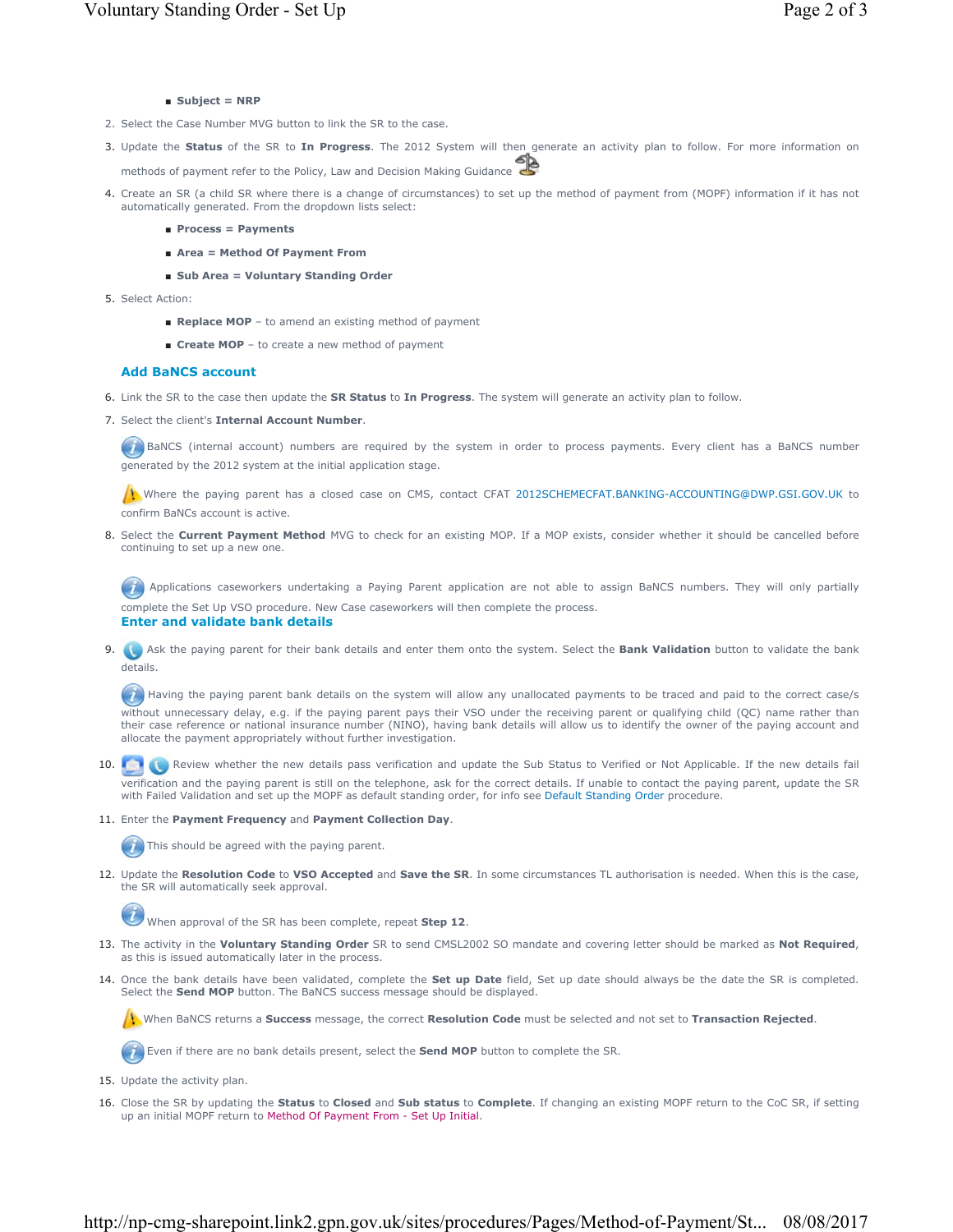- **Subject = NRP**

2. Select the Case Number MVG button to link the SR to the case.
3. Update the **Status** of the SR to **In Progress**. The 2012 System will then generate an activity plan to follow. For more information on methods of payment refer to the Policy, Law and Decision Making Guidance
4. Create an SR (a child SR where there is a change of circumstances) to set up the method of payment from (MOPF) information if it has not automatically generated. From the dropdown lists select:
   - **Process = Payments**
   - **Area = Method Of Payment From**
   - **Sub Area = Voluntary Standing Order**
5. Select Action:
   - **Replace MOP** – to amend an existing method of payment
   - **Create MOP** – to create a new method of payment

### Add BaNCS account

6. Link the SR to the case then update the **SR Status** to **In Progress**. The system will generate an activity plan to follow.
7. Select the client's **Internal Account Number**.

   BaNCS (internal account) numbers are required by the system in order to process payments. Every client has a BaNCS number generated by the 2012 system at the initial application stage.

   Where the paying parent has a closed case on CMS, contact CFAT 2012SCHEMECFAT.BANKING-ACCOUNTING@DWP.GSI.GOV.UK to confirm BaNCs account is active.
8. Select the **Current Payment Method** MVG to check for an existing MOP. If a MOP exists, consider whether it should be cancelled before continuing to set up a new one.

   Applications caseworkers undertaking a Paying Parent application are not able to assign BaNCS numbers. They will only partially complete the Set Up VSO procedure. New Case caseworkers will then complete the process.

### Enter and validate bank details

9. Ask the paying parent for their bank details and enter them onto the system. Select the **Bank Validation** button to validate the bank details.

   Having the paying parent bank details on the system will allow any unallocated payments to be traced and paid to the correct case/s without unnecessary delay, e.g. if the paying parent pays their VSO under the receiving parent or qualifying child (QC) name rather than their case reference or national insurance number (NINO), having bank details will allow us to identify the owner of the paying account and allocate the payment appropriately without further investigation.
10. Review whether the new details pass verification and update the Sub Status to Verified or Not Applicable. If the new details fail verification and the paying parent is still on the telephone, ask for the correct details. If unable to contact the paying parent, update the SR with Failed Validation and set up the MOPF as default standing order, for info see Default Standing Order procedure.
11. Enter the **Payment Frequency** and **Payment Collection Day**.

    This should be agreed with the paying parent.
12. Update the **Resolution Code** to **VSO Accepted** and **Save the SR**. In some circumstances TL authorisation is needed. When this is the case, the SR will automatically seek approval.

    When approval of the SR has been complete, repeat **Step 12**.
13. The activity in the **Voluntary Standing Order** SR to send CMSL2002 SO mandate and covering letter should be marked as **Not Required**, as this is issued automatically later in the process.
14. Once the bank details have been validated, complete the **Set up Date** field, Set up date should always be the date the SR is completed. Select the **Send MOP** button. The BaNCS success message should be displayed.

    When BaNCS returns a **Success** message, the correct **Resolution Code** must be selected and not set to **Transaction Rejected**.

    Even if there are no bank details present, select the **Send MOP** button to complete the SR.
15. Update the activity plan.
16. Close the SR by updating the **Status** to **Closed** and **Sub status** to **Complete**. If changing an existing MOPF return to the CoC SR, if setting up an initial MOPF return to Method Of Payment From - Set Up Initial.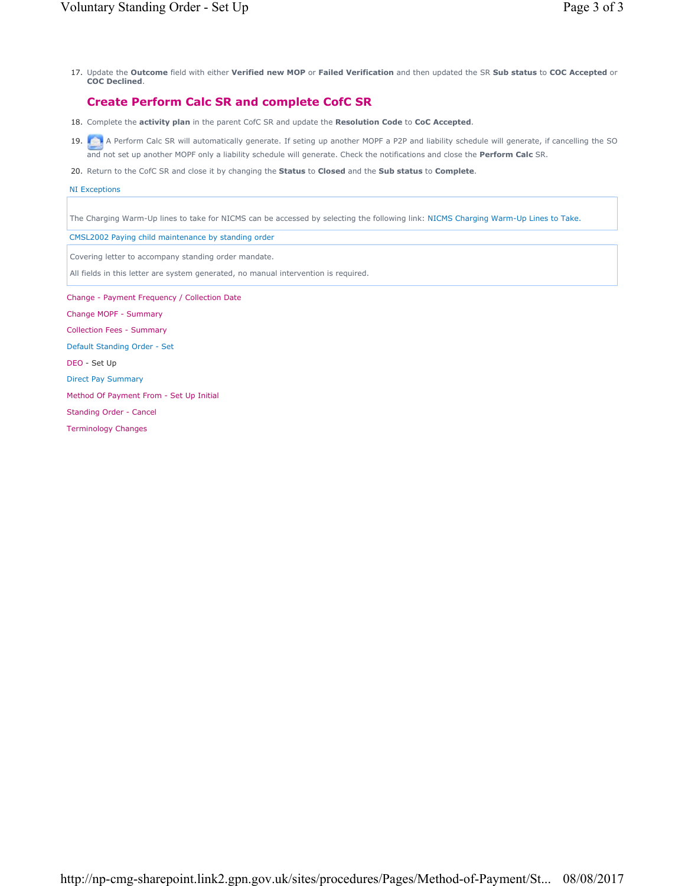17. Update the **Outcome** field with either **Verified new MOP** or **Failed Verification** and then updated the SR **Sub status** to **COC Accepted** or **COC Declined**.

## Create Perform Calc SR and complete CofC SR

18. Complete the **activity plan** in the parent CofC SR and update the **Resolution Code** to **CoC Accepted**.
19. A Perform Calc SR will automatically generate. If seting up another MOPF a P2P and liability schedule will generate, if cancelling the SO and not set up another MOPF only a liability schedule will generate. Check the notifications and close the **Perform Calc** SR.
20. Return to the CofC SR and close it by changing the **Status** to **Closed** and the **Sub status** to **Complete**.

NI Exceptions

The Charging Warm-Up lines to take for NICMS can be accessed by selecting the following link: NICMS Charging Warm-Up Lines to Take.

CMSL2002 Paying child maintenance by standing order

Covering letter to accompany standing order mandate.

All fields in this letter are system generated, no manual intervention is required.

Change - Payment Frequency / Collection Date

Change MOPF - Summary

Collection Fees - Summary

Default Standing Order - Set

DEO - Set Up

Direct Pay Summary

Method Of Payment From - Set Up Initial

Standing Order - Cancel

Terminology Changes